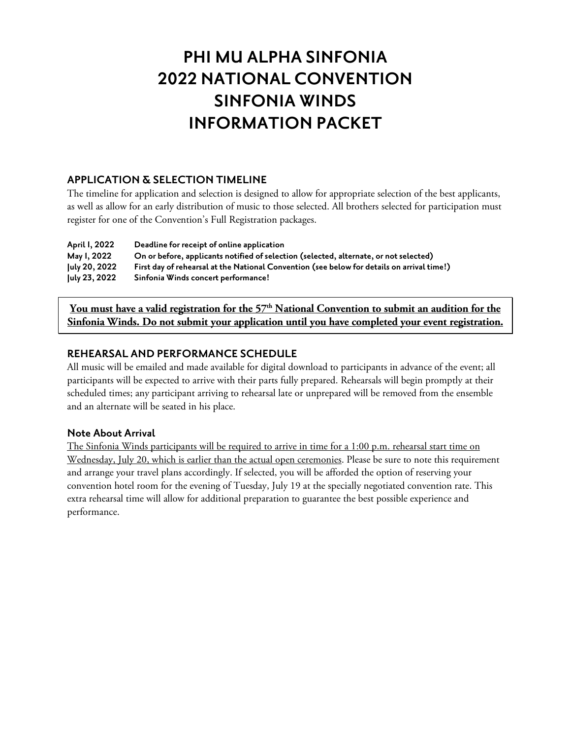# PHI MU ALPHA SINFONIA
# 2022 NATIONAL CONVENTION
# SINFONIA WINDS
# INFORMATION PACKET

## APPLICATION & SELECTION TIMELINE

The timeline for application and selection is designed to allow for appropriate selection of the best applicants, as well as allow for an early distribution of music to those selected. All brothers selected for participation must register for one of the Convention's Full Registration packages.

| | |
|---|---|
| **April 1, 2022** | **Deadline for receipt of online application** |
| **May 1, 2022** | **On or before, applicants notified of selection (selected, alternate, or not selected)** |
| **July 20, 2022** | **First day of rehearsal at the National Convention (see below for details on arrival time!)** |
| **July 23, 2022** | **Sinfonia Winds concert performance!** |

**You must have a valid registration for the 57th National Convention to submit an audition for the Sinfonia Winds. Do not submit your application until you have completed your event registration.**

## REHEARSAL AND PERFORMANCE SCHEDULE

All music will be emailed and made available for digital download to participants in advance of the event; all participants will be expected to arrive with their parts fully prepared. Rehearsals will begin promptly at their scheduled times; any participant arriving to rehearsal late or unprepared will be removed from the ensemble and an alternate will be seated in his place.

### Note About Arrival

The Sinfonia Winds participants will be required to arrive in time for a 1:00 p.m. rehearsal start time on Wednesday, July 20, which is earlier than the actual open ceremonies. Please be sure to note this requirement and arrange your travel plans accordingly. If selected, you will be afforded the option of reserving your convention hotel room for the evening of Tuesday, July 19 at the specially negotiated convention rate. This extra rehearsal time will allow for additional preparation to guarantee the best possible experience and performance.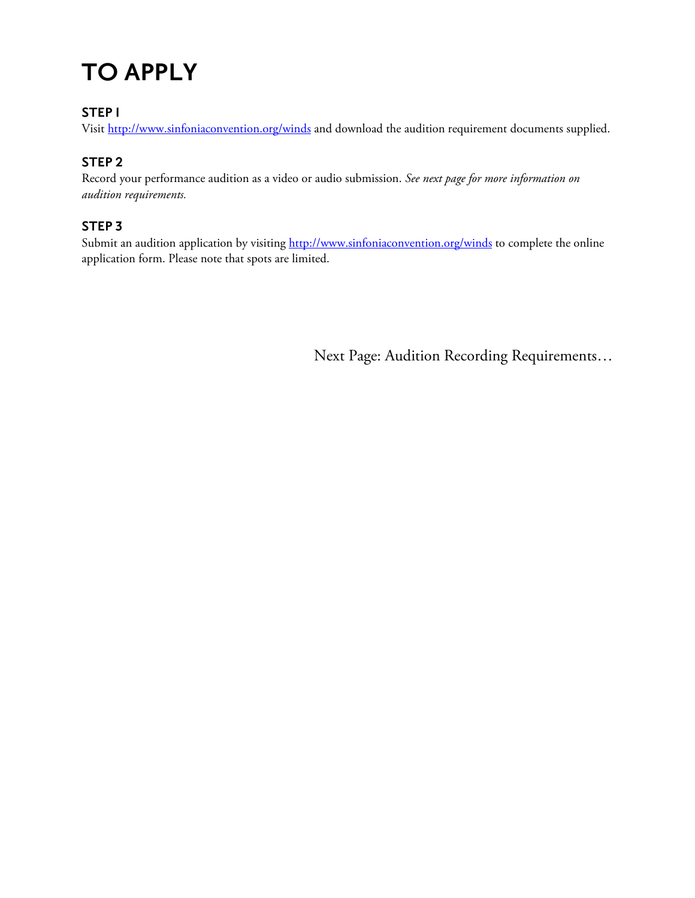# TO APPLY

### STEP 1

Visit [http://www.sinfoniaconvention.org/winds](http://www.sinfoniaconvention.org/winds) and download the audition requirement documents supplied.

### STEP 2

Record your performance audition as a video or audio submission. *See next page for more information on audition requirements.*

### STEP 3

Submit an audition application by visiting [http://www.sinfoniaconvention.org/winds](http://www.sinfoniaconvention.org/winds) to complete the online application form. Please note that spots are limited.

Next Page: Audition Recording Requirements…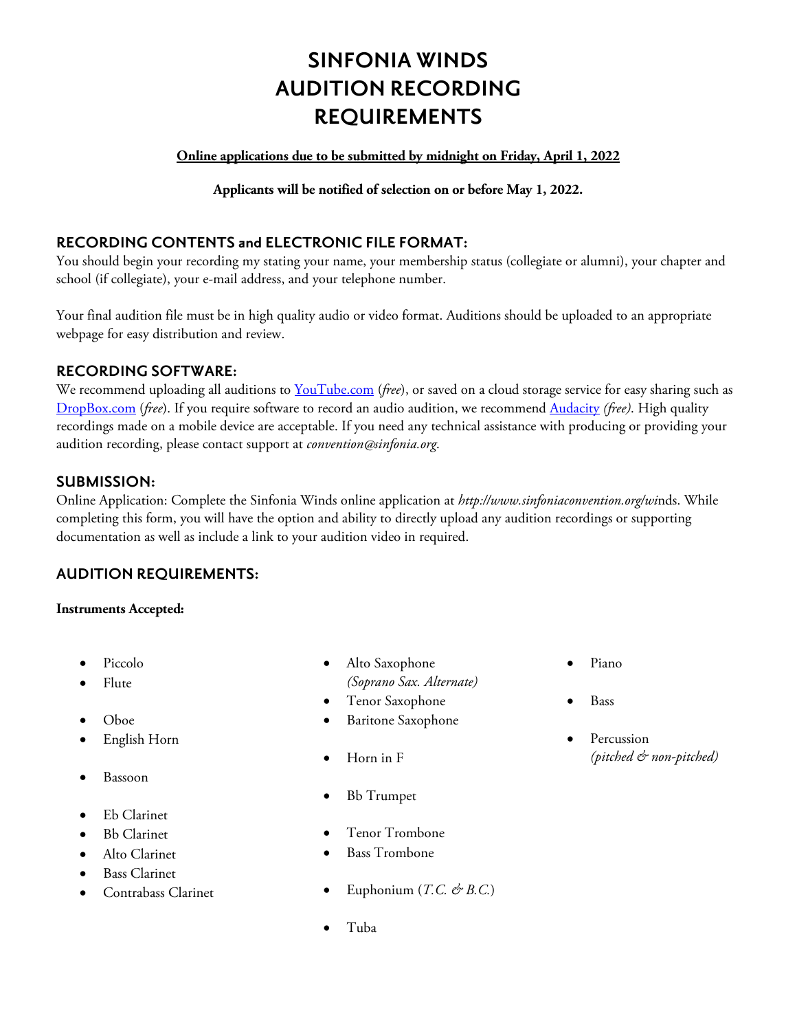# SINFONIA WINDS AUDITION RECORDING REQUIREMENTS

**Online applications due to be submitted by midnight on Friday, April 1, 2022**

**Applicants will be notified of selection on or before May 1, 2022.**

## RECORDING CONTENTS and ELECTRONIC FILE FORMAT:

You should begin your recording my stating your name, your membership status (collegiate or alumni), your chapter and school (if collegiate), your e-mail address, and your telephone number.

Your final audition file must be in high quality audio or video format. Auditions should be uploaded to an appropriate webpage for easy distribution and review.

## RECORDING SOFTWARE:

We recommend uploading all auditions to YouTube.com (*free*), or saved on a cloud storage service for easy sharing such as DropBox.com (*free*). If you require software to record an audio audition, we recommend Audacity *(free)*. High quality recordings made on a mobile device are acceptable. If you need any technical assistance with producing or providing your audition recording, please contact support at *convention@sinfonia.org*.

## SUBMISSION:

Online Application: Complete the Sinfonia Winds online application at *http://www.sinfoniaconvention.org/wi*nds. While completing this form, you will have the option and ability to directly upload any audition recordings or supporting documentation as well as include a link to your audition video in required.

## AUDITION REQUIREMENTS:

**Instruments Accepted:**

- Piccolo
- Flute
- Oboe
- English Horn
- Bassoon
- Eb Clarinet
- Bb Clarinet
- Alto Clarinet
- Bass Clarinet
- Contrabass Clarinet
- Alto Saxophone *(Soprano Sax. Alternate)*
- Tenor Saxophone
- Baritone Saxophone
- Horn in F
- Bb Trumpet
- Tenor Trombone
- Bass Trombone
- Euphonium (*T.C. & B.C.*)
- Tuba
- Piano
- Bass
- Percussion *(pitched & non-pitched)*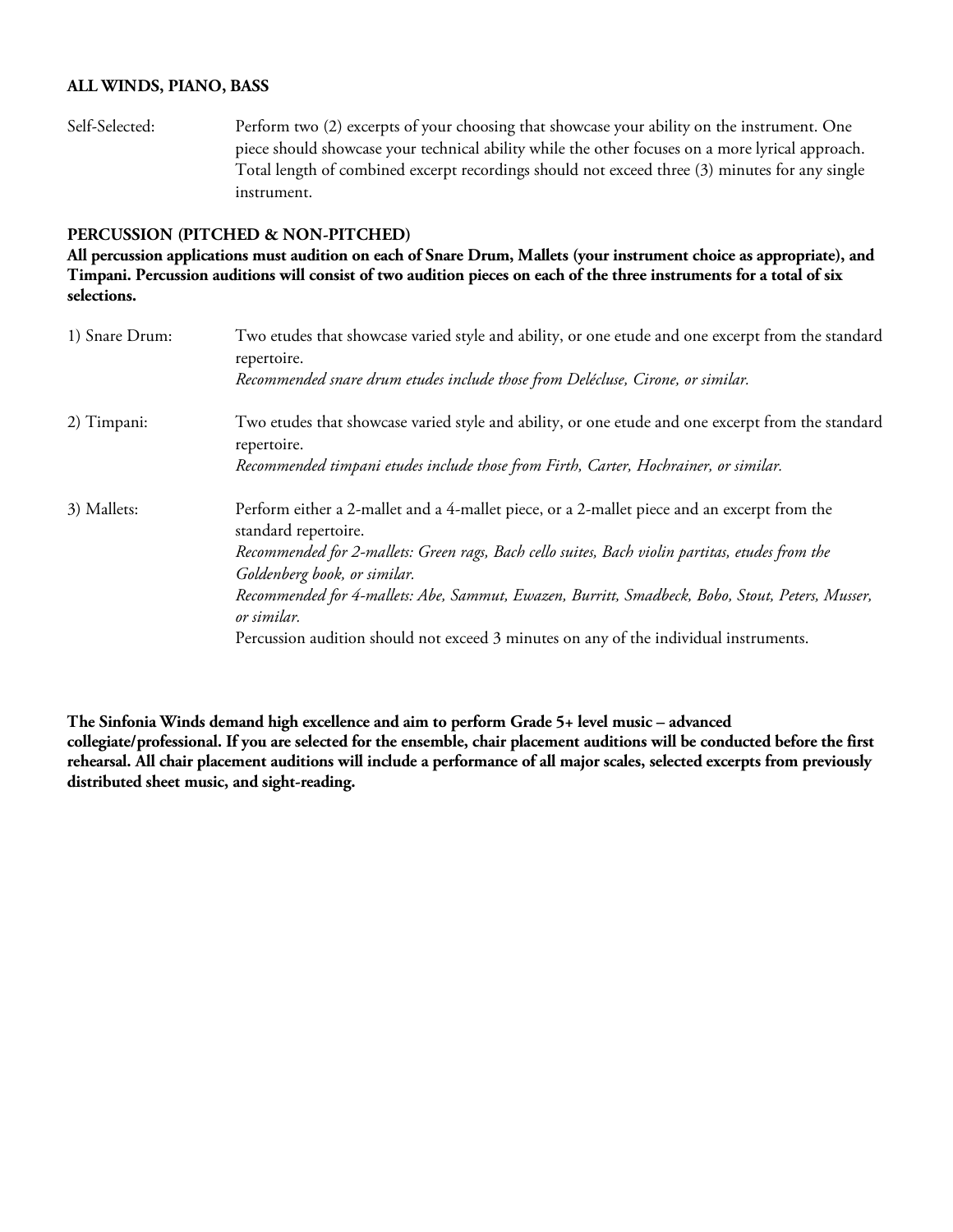**ALL WINDS, PIANO, BASS**

Self-Selected: Perform two (2) excerpts of your choosing that showcase your ability on the instrument. One piece should showcase your technical ability while the other focuses on a more lyrical approach. Total length of combined excerpt recordings should not exceed three (3) minutes for any single instrument.

**PERCUSSION (PITCHED & NON-PITCHED)**

**All percussion applications must audition on each of Snare Drum, Mallets (your instrument choice as appropriate), and Timpani. Percussion auditions will consist of two audition pieces on each of the three instruments for a total of six selections.**

1) Snare Drum: Two etudes that showcase varied style and ability, or one etude and one excerpt from the standard repertoire.
*Recommended snare drum etudes include those from Delécluse, Cirone, or similar.*

2) Timpani: Two etudes that showcase varied style and ability, or one etude and one excerpt from the standard repertoire.
*Recommended timpani etudes include those from Firth, Carter, Hochrainer, or similar.*

3) Mallets: Perform either a 2-mallet and a 4-mallet piece, or a 2-mallet piece and an excerpt from the standard repertoire.
*Recommended for 2-mallets: Green rags, Bach cello suites, Bach violin partitas, etudes from the Goldenberg book, or similar.*
*Recommended for 4-mallets: Abe, Sammut, Ewazen, Burritt, Smadbeck, Bobo, Stout, Peters, Musser, or similar.*
Percussion audition should not exceed 3 minutes on any of the individual instruments.

**The Sinfonia Winds demand high excellence and aim to perform Grade 5+ level music – advanced collegiate/professional. If you are selected for the ensemble, chair placement auditions will be conducted before the first rehearsal. All chair placement auditions will include a performance of all major scales, selected excerpts from previously distributed sheet music, and sight-reading.**